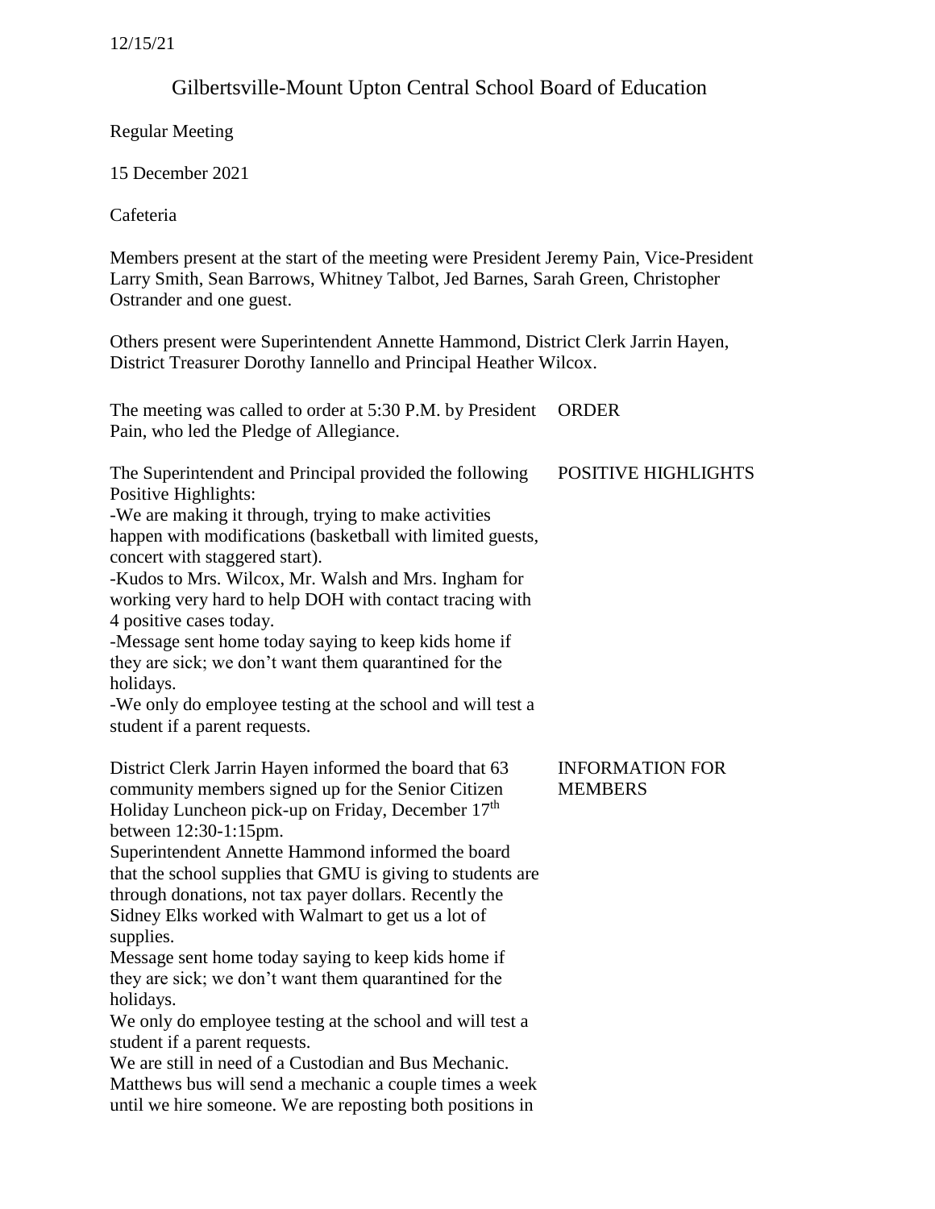12/15/21

# Gilbertsville-Mount Upton Central School Board of Education

Regular Meeting

15 December 2021

Cafeteria

Members present at the start of the meeting were President Jeremy Pain, Vice-President Larry Smith, Sean Barrows, Whitney Talbot, Jed Barnes, Sarah Green, Christopher Ostrander and one guest.

Others present were Superintendent Annette Hammond, District Clerk Jarrin Hayen, District Treasurer Dorothy Iannello and Principal Heather Wilcox.

**ORDER**

The meeting was called to order at 5:30 P.M. by President Pain, who led the Pledge of Allegiance.

**POSITIVE HIGHLIGHTS**

The Superintendent and Principal provided the following Positive Highlights:
-We are making it through, trying to make activities happen with modifications (basketball with limited guests, concert with staggered start).
-Kudos to Mrs. Wilcox, Mr. Walsh and Mrs. Ingham for working very hard to help DOH with contact tracing with 4 positive cases today.
-Message sent home today saying to keep kids home if they are sick; we don't want them quarantined for the holidays.
-We only do employee testing at the school and will test a student if a parent requests.

**INFORMATION FOR MEMBERS**

District Clerk Jarrin Hayen informed the board that 63 community members signed up for the Senior Citizen Holiday Luncheon pick-up on Friday, December 17th between 12:30-1:15pm.
Superintendent Annette Hammond informed the board that the school supplies that GMU is giving to students are through donations, not tax payer dollars. Recently the Sidney Elks worked with Walmart to get us a lot of supplies.
Message sent home today saying to keep kids home if they are sick; we don't want them quarantined for the holidays.
We only do employee testing at the school and will test a student if a parent requests.
We are still in need of a Custodian and Bus Mechanic. Matthews bus will send a mechanic a couple times a week until we hire someone. We are reposting both positions in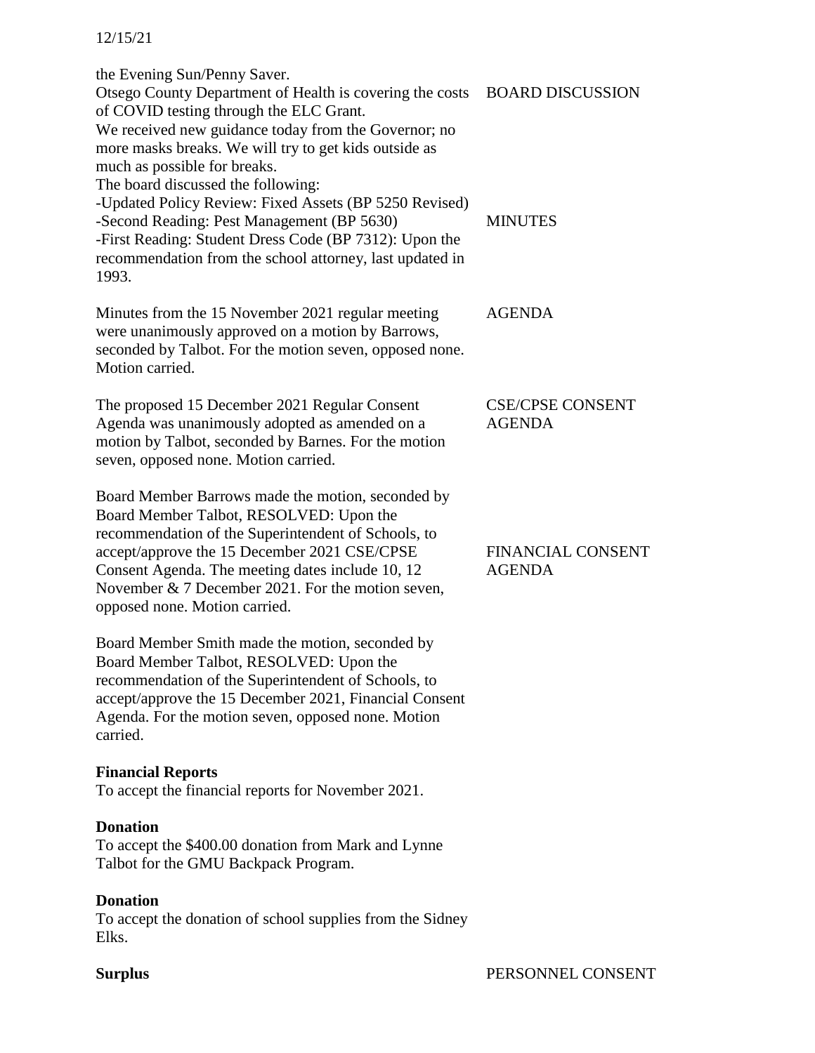the Evening Sun/Penny Saver.

Otsego County Department of Health is covering the costs of COVID testing through the ELC Grant.

We received new guidance today from the Governor; no more masks breaks. We will try to get kids outside as much as possible for breaks.

BOARD DISCUSSION

The board discussed the following:

-Updated Policy Review: Fixed Assets (BP 5250 Revised)

-Second Reading: Pest Management (BP 5630)

-First Reading: Student Dress Code (BP 7312): Upon the recommendation from the school attorney, last updated in 1993.

MINUTES

Minutes from the 15 November 2021 regular meeting were unanimously approved on a motion by Barrows, seconded by Talbot. For the motion seven, opposed none. Motion carried.

AGENDA

The proposed 15 December 2021 Regular Consent Agenda was unanimously adopted as amended on a motion by Talbot, seconded by Barnes. For the motion seven, opposed none. Motion carried.

CSE/CPSE CONSENT AGENDA

Board Member Barrows made the motion, seconded by Board Member Talbot, RESOLVED: Upon the recommendation of the Superintendent of Schools, to accept/approve the 15 December 2021 CSE/CPSE Consent Agenda. The meeting dates include 10, 12 November & 7 December 2021. For the motion seven, opposed none. Motion carried.

FINANCIAL CONSENT AGENDA

Board Member Smith made the motion, seconded by Board Member Talbot, RESOLVED: Upon the recommendation of the Superintendent of Schools, to accept/approve the 15 December 2021, Financial Consent Agenda. For the motion seven, opposed none. Motion carried.

**Financial Reports**

To accept the financial reports for November 2021.

**Donation**

To accept the $400.00 donation from Mark and Lynne Talbot for the GMU Backpack Program.

**Donation**

To accept the donation of school supplies from the Sidney Elks.

**Surplus**

PERSONNEL CONSENT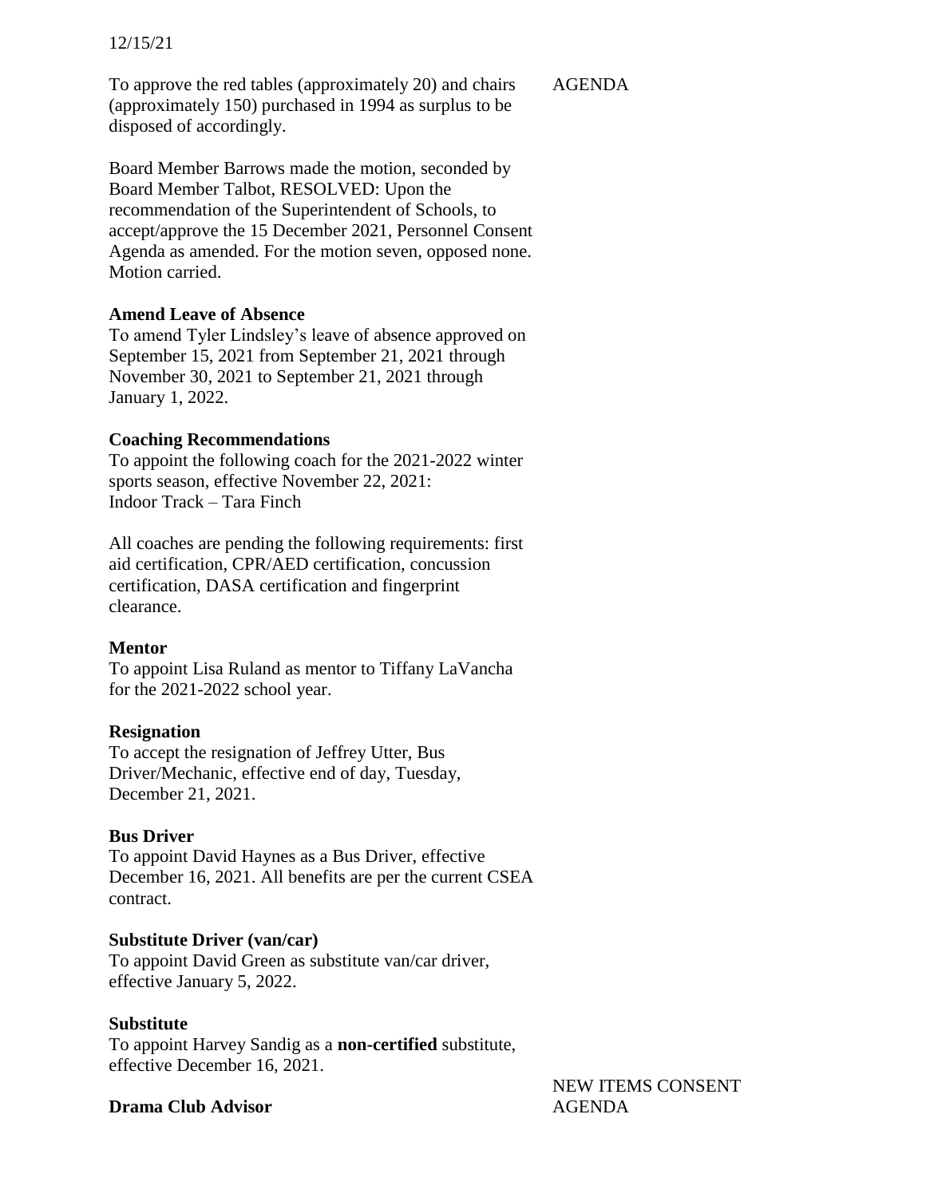12/15/21

To approve the red tables (approximately 20) and chairs (approximately 150) purchased in 1994 as surplus to be disposed of accordingly.

AGENDA

Board Member Barrows made the motion, seconded by Board Member Talbot, RESOLVED: Upon the recommendation of the Superintendent of Schools, to accept/approve the 15 December 2021, Personnel Consent Agenda as amended. For the motion seven, opposed none. Motion carried.

**Amend Leave of Absence**
To amend Tyler Lindsley's leave of absence approved on September 15, 2021 from September 21, 2021 through November 30, 2021 to September 21, 2021 through January 1, 2022.

**Coaching Recommendations**
To appoint the following coach for the 2021-2022 winter sports season, effective November 22, 2021:
Indoor Track – Tara Finch

All coaches are pending the following requirements: first aid certification, CPR/AED certification, concussion certification, DASA certification and fingerprint clearance.

**Mentor**
To appoint Lisa Ruland as mentor to Tiffany LaVancha for the 2021-2022 school year.

**Resignation**
To accept the resignation of Jeffrey Utter, Bus Driver/Mechanic, effective end of day, Tuesday, December 21, 2021.

**Bus Driver**
To appoint David Haynes as a Bus Driver, effective December 16, 2021. All benefits are per the current CSEA contract.

**Substitute Driver (van/car)**
To appoint David Green as substitute van/car driver, effective January 5, 2022.

**Substitute**
To appoint Harvey Sandig as a **non-certified** substitute, effective December 16, 2021.

NEW ITEMS CONSENT AGENDA

**Drama Club Advisor**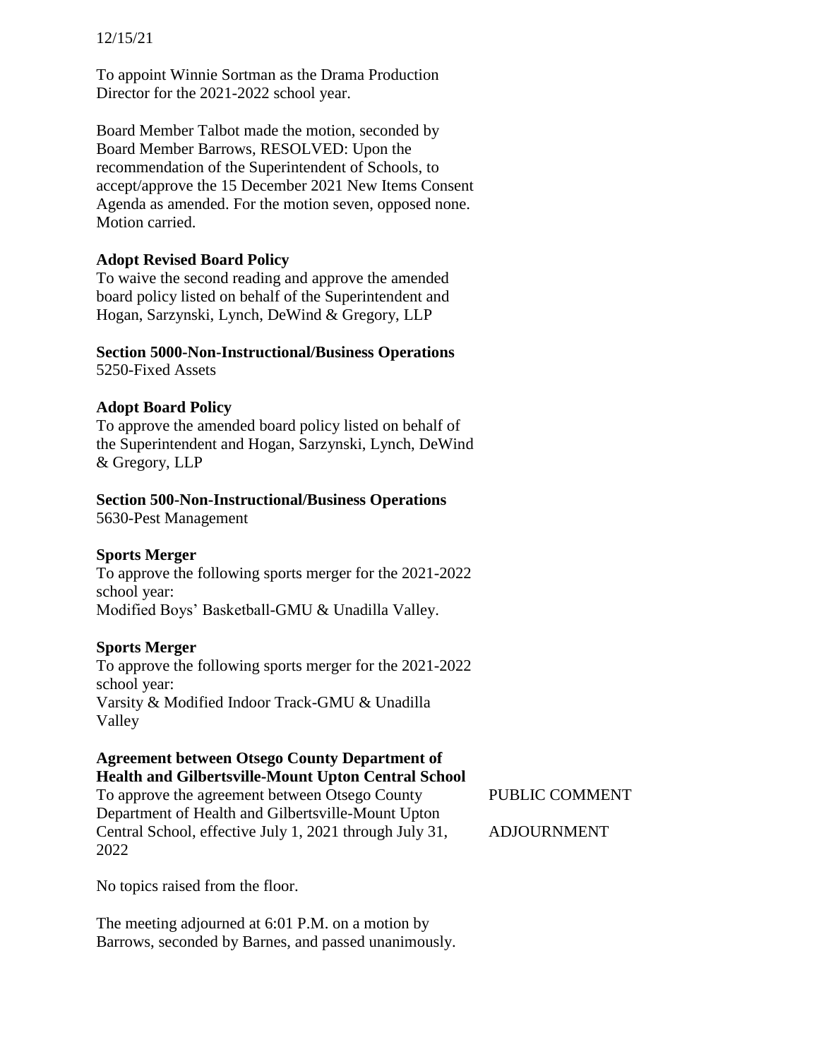12/15/21

To appoint Winnie Sortman as the Drama Production Director for the 2021-2022 school year.

Board Member Talbot made the motion, seconded by Board Member Barrows, RESOLVED: Upon the recommendation of the Superintendent of Schools, to accept/approve the 15 December 2021 New Items Consent Agenda as amended. For the motion seven, opposed none. Motion carried.

**Adopt Revised Board Policy**
To waive the second reading and approve the amended board policy listed on behalf of the Superintendent and Hogan, Sarzynski, Lynch, DeWind & Gregory, LLP

**Section 5000-Non-Instructional/Business Operations**
5250-Fixed Assets

**Adopt Board Policy**
To approve the amended board policy listed on behalf of the Superintendent and Hogan, Sarzynski, Lynch, DeWind & Gregory, LLP

**Section 500-Non-Instructional/Business Operations**
5630-Pest Management

**Sports Merger**
To approve the following sports merger for the 2021-2022 school year:
Modified Boys' Basketball-GMU & Unadilla Valley.

**Sports Merger**
To approve the following sports merger for the 2021-2022 school year:
Varsity & Modified Indoor Track-GMU & Unadilla Valley

**Agreement between Otsego County Department of Health and Gilbertsville-Mount Upton Central School**
To approve the agreement between Otsego County Department of Health and Gilbertsville-Mount Upton Central School, effective July 1, 2021 through July 31, 2022

PUBLIC COMMENT

No topics raised from the floor.

ADJOURNMENT

The meeting adjourned at 6:01 P.M. on a motion by Barrows, seconded by Barnes, and passed unanimously.